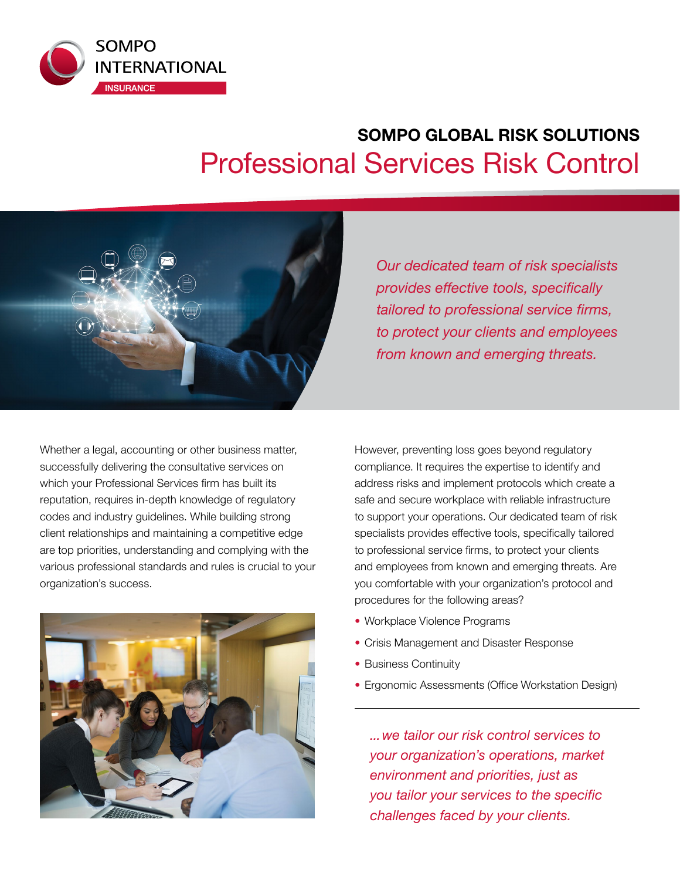SOMPO INTERNATIONAL

INSURANCE

## SOMPO GLOBAL RISK SOLUTIONS

# Professional Services Risk Control

*Our dedicated team of risk specialists provides effective tools, specifically tailored to professional service firms, to protect your clients and employees from known and emerging threats.*

Whether a legal, accounting or other business matter, successfully delivering the consultative services on which your Professional Services firm has built its reputation, requires in-depth knowledge of regulatory codes and industry guidelines. While building strong client relationships and maintaining a competitive edge are top priorities, understanding and complying with the various professional standards and rules is crucial to your organization's success.

However, preventing loss goes beyond regulatory compliance. It requires the expertise to identify and address risks and implement protocols which create a safe and secure workplace with reliable infrastructure to support your operations. Our dedicated team of risk specialists provides effective tools, specifically tailored to professional service firms, to protect your clients and employees from known and emerging threats. Are you comfortable with your organization's protocol and procedures for the following areas?

- Workplace Violence Programs
- Crisis Management and Disaster Response
- Business Continuity
- Ergonomic Assessments (Office Workstation Design)

---

*...we tailor our risk control services to your organization's operations, market environment and priorities, just as you tailor your services to the specific challenges faced by your clients.*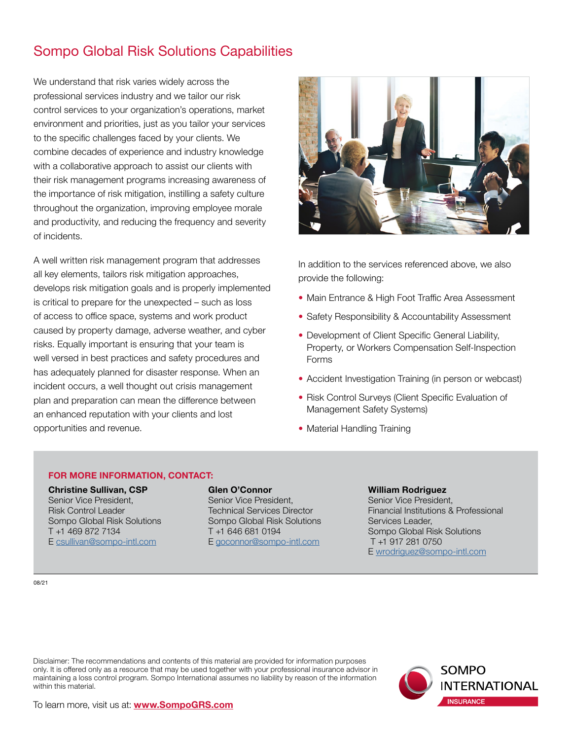# Sompo Global Risk Solutions Capabilities

We understand that risk varies widely across the professional services industry and we tailor our risk control services to your organization's operations, market environment and priorities, just as you tailor your services to the specific challenges faced by your clients. We combine decades of experience and industry knowledge with a collaborative approach to assist our clients with their risk management programs increasing awareness of the importance of risk mitigation, instilling a safety culture throughout the organization, improving employee morale and productivity, and reducing the frequency and severity of incidents.

A well written risk management program that addresses all key elements, tailors risk mitigation approaches, develops risk mitigation goals and is properly implemented is critical to prepare for the unexpected – such as loss of access to office space, systems and work product caused by property damage, adverse weather, and cyber risks. Equally important is ensuring that your team is well versed in best practices and safety procedures and has adequately planned for disaster response. When an incident occurs, a well thought out crisis management plan and preparation can mean the difference between an enhanced reputation with your clients and lost opportunities and revenue.

In addition to the services referenced above, we also provide the following:

- Main Entrance & High Foot Traffic Area Assessment
- Safety Responsibility & Accountability Assessment
- Development of Client Specific General Liability, Property, or Workers Compensation Self-Inspection Forms
- Accident Investigation Training (in person or webcast)
- Risk Control Surveys (Client Specific Evaluation of Management Safety Systems)
- Material Handling Training

**FOR MORE INFORMATION, CONTACT:**

**Christine Sullivan, CSP**
Senior Vice President,
Risk Control Leader
Sompo Global Risk Solutions
T +1 469 872 7134
E csullivan@sompo-intl.com

**Glen O'Connor**
Senior Vice President,
Technical Services Director
Sompo Global Risk Solutions
T +1 646 681 0194
E goconnor@sompo-intl.com

**William Rodriguez**
Senior Vice President,
Financial Institutions & Professional Services Leader,
Sompo Global Risk Solutions
T +1 917 281 0750
E wrodriguez@sompo-intl.com

08/21

Disclaimer: The recommendations and contents of this material are provided for information purposes only. It is offered only as a resource that may be used together with your professional insurance advisor in maintaining a loss control program. Sompo International assumes no liability by reason of the information within this material.

To learn more, visit us at: **www.SompoGRS.com**

SOMPO INTERNATIONAL INSURANCE